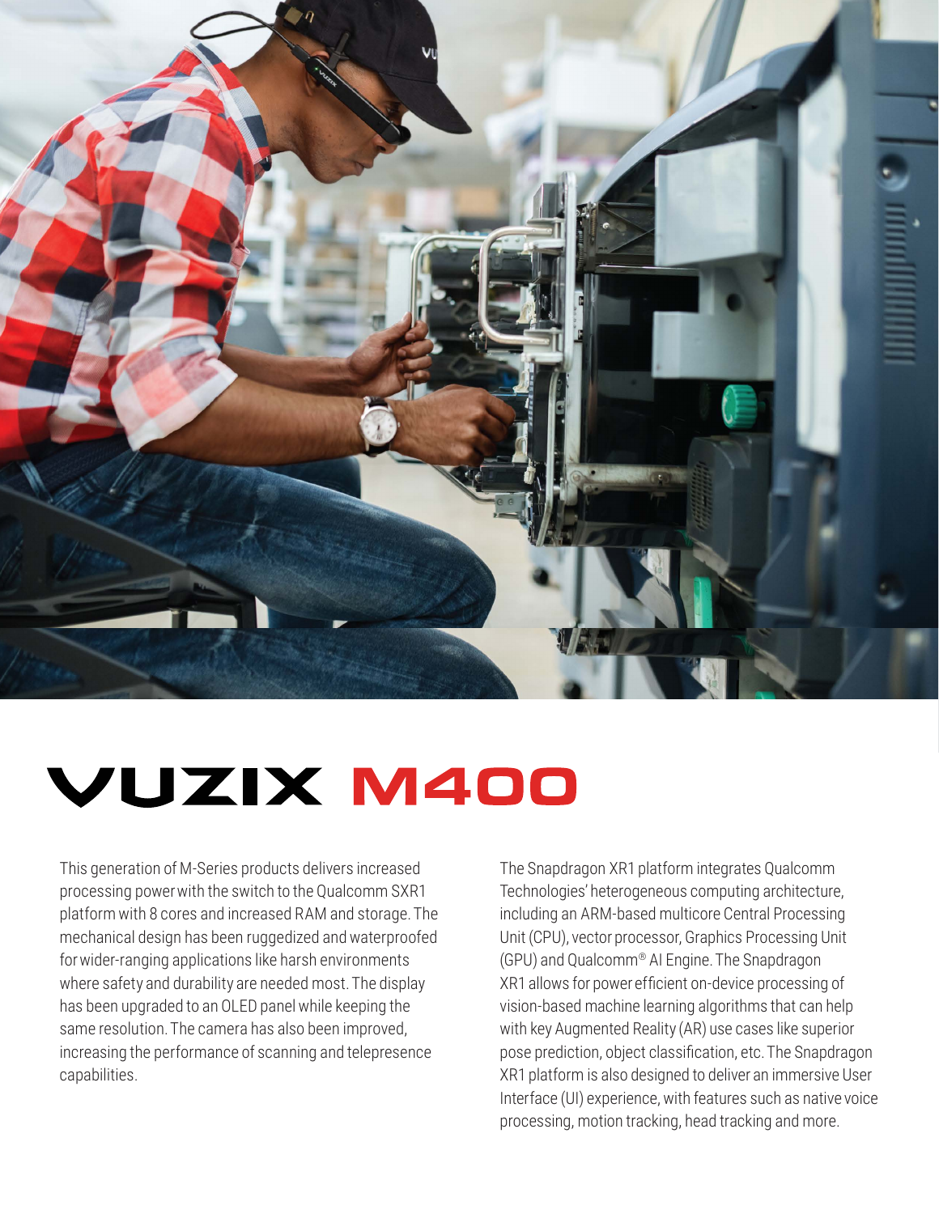# VUZIX M400

This generation of M-Series products delivers increased processing power with the switch to the Qualcomm SXR1 platform with 8 cores and increased RAM and storage. The mechanical design has been ruggedized and waterproofed for wider-ranging applications like harsh environments where safety and durability are needed most. The display has been upgraded to an OLED panel while keeping the same resolution. The camera has also been improved, increasing the performance of scanning and telepresence capabilities.

The Snapdragon XR1 platform integrates Qualcomm Technologies' heterogeneous computing architecture, including an ARM-based multicore Central Processing Unit (CPU), vector processor, Graphics Processing Unit (GPU) and Qualcomm® AI Engine. The Snapdragon XR1 allows for power efficient on-device processing of vision-based machine learning algorithms that can help with key Augmented Reality (AR) use cases like superior pose prediction, object classification, etc. The Snapdragon XR1 platform is also designed to deliver an immersive User Interface (UI) experience, with features such as native voice processing, motion tracking, head tracking and more.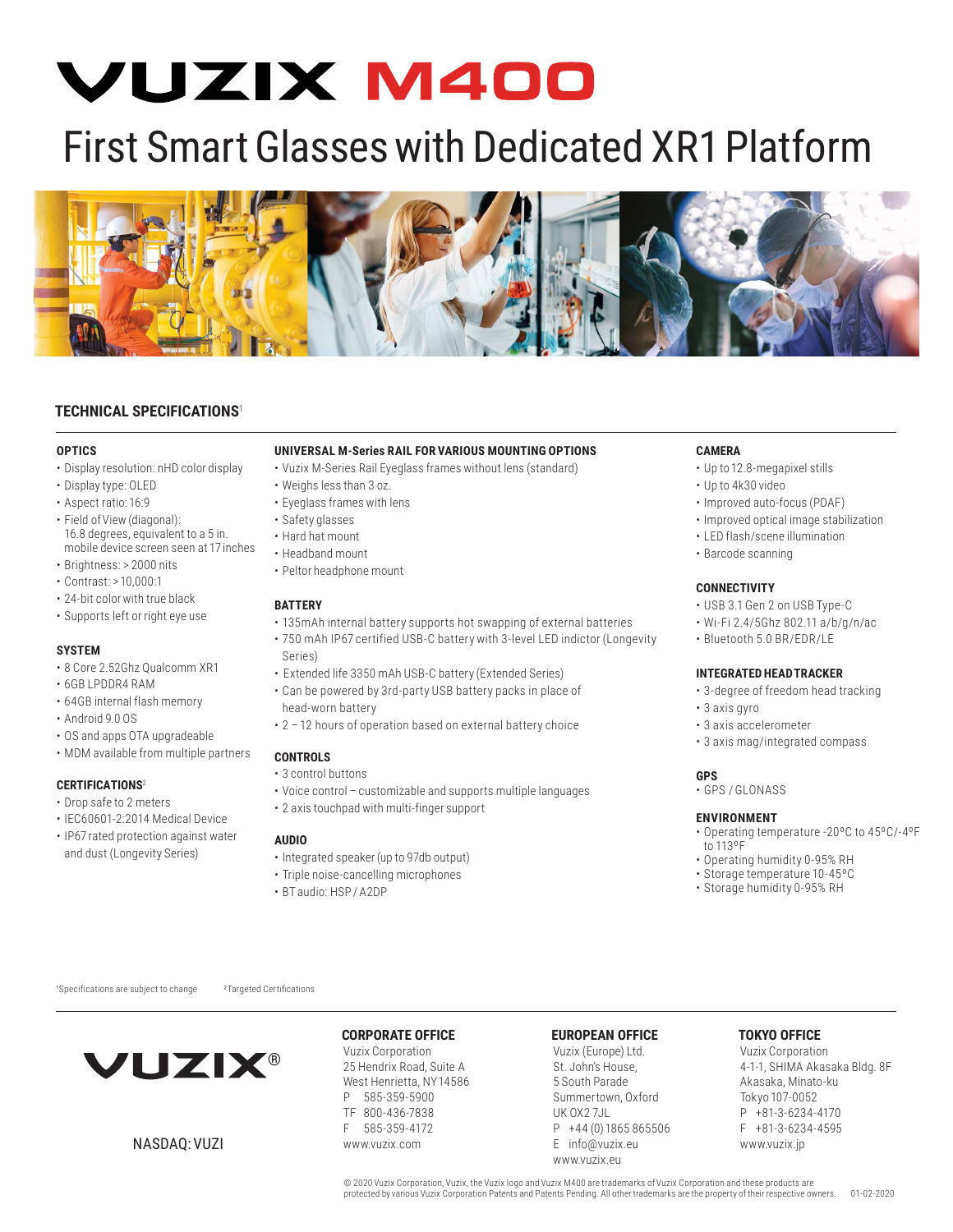# VUZIX M400

## First Smart Glasses with Dedicated XR1 Platform

### TECHNICAL SPECIFICATIONS[1]

#### OPTICS

- Display resolution: nHD color display
- Display type: OLED
- Aspect ratio: 16:9
- Field of View (diagonal): 16.8 degrees, equivalent to a 5 in. mobile device screen seen at 17 inches
- Brightness: > 2000 nits
- Contrast: > 10,000:1
- 24-bit color with true black
- Supports left or right eye use

#### SYSTEM

- 8 Core 2.52Ghz Qualcomm XR1
- 6GB LPDDR4 RAM
- 64GB internal flash memory
- Android 9.0 OS
- OS and apps OTA upgradeable
- MDM available from multiple partners

#### CERTIFICATIONS[2]

- Drop safe to 2 meters
- IEC60601-2:2014 Medical Device
- IP67 rated protection against water and dust (Longevity Series)

#### UNIVERSAL M-Series RAIL FOR VARIOUS MOUNTING OPTIONS

- Vuzix M-Series Rail Eyeglass frames without lens (standard)
- Weighs less than 3 oz.
- Eyeglass frames with lens
- Safety glasses
- Hard hat mount
- Headband mount
- Peltor headphone mount

#### BATTERY

- 135mAh internal battery supports hot swapping of external batteries
- 750 mAh IP67 certified USB-C battery with 3-level LED indictor (Longevity Series)
- Extended life 3350 mAh USB-C battery (Extended Series)
- Can be powered by 3rd-party USB battery packs in place of head-worn battery
- 2 – 12 hours of operation based on external battery choice

#### CONTROLS

- 3 control buttons
- Voice control – customizable and supports multiple languages
- 2 axis touchpad with multi-finger support

#### AUDIO

- Integrated speaker (up to 97db output)
- Triple noise-cancelling microphones
- BT audio: HSP / A2DP

#### CAMERA

- Up to 12.8-megapixel stills
- Up to 4k30 video
- Improved auto-focus (PDAF)
- Improved optical image stabilization
- LED flash/scene illumination
- Barcode scanning

#### CONNECTIVITY

- USB 3.1 Gen 2 on USB Type-C
- Wi-Fi 2.4/5Ghz 802.11 a/b/g/n/ac
- Bluetooth 5.0 BR/EDR/LE

#### INTEGRATED HEAD TRACKER

- 3-degree of freedom head tracking
- 3 axis gyro
- 3 axis accelerometer
- 3 axis mag/integrated compass

#### GPS

- GPS / GLONASS

#### ENVIRONMENT

- Operating temperature -20ºC to 45ºC/-4ºF to 113ºF
- Operating humidity 0-95% RH
- Storage temperature 10-45ºC
- Storage humidity 0-95% RH

[1]Specifications are subject to change [2]Targeted Certifications

VUZIX®

NASDAQ: VUZI

**CORPORATE OFFICE**
Vuzix Corporation
25 Hendrix Road, Suite A
West Henrietta, NY 14586
P 585-359-5900
TF 800-436-7838
F 585-359-4172
www.vuzix.com

**EUROPEAN OFFICE**
Vuzix (Europe) Ltd.
St. John's House,
5 South Parade
Summertown, Oxford
UK OX2 7JL
P +44 (0) 1865 865506
E info@vuzix.eu
www.vuzix.eu

**TOKYO OFFICE**
Vuzix Corporation
4-1-1, SHIMA Akasaka Bldg. 8F
Akasaka, Minato-ku
Tokyo 107-0052
P +81-3-6234-4170
F +81-3-6234-4595
www.vuzix.jp

© 2020 Vuzix Corporation, Vuzix, the Vuzix logo and Vuzix M400 are trademarks of Vuzix Corporation and these products are protected by various Vuzix Corporation Patents and Patents Pending. All other trademarks are the property of their respective owners. 01-02-2020